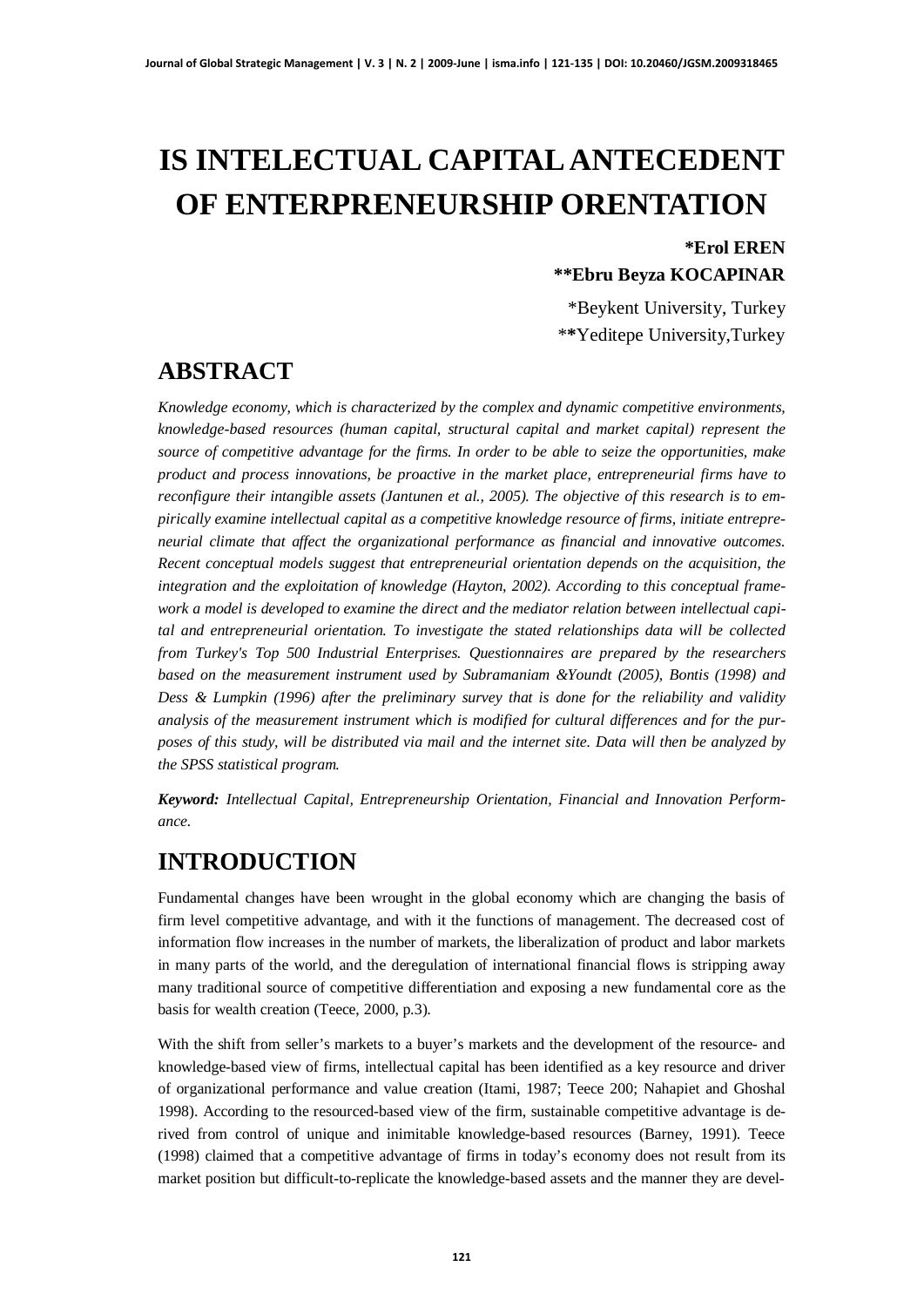# IS INTELECTUAL CAPITAL ANTECEDENT OF ENTERPRENEURSHIP ORENTATION

**\*Erol EREN**
**\*\*Ebru Beyza KOCAPINAR**

\*Beykent University, Turkey
\*\*Yeditepe University,Turkey

## ABSTRACT

*Knowledge economy, which is characterized by the complex and dynamic competitive environments, knowledge-based resources (human capital, structural capital and market capital) represent the source of competitive advantage for the firms. In order to be able to seize the opportunities, make product and process innovations, be proactive in the market place, entrepreneurial firms have to reconfigure their intangible assets (Jantunen et al., 2005). The objective of this research is to empirically examine intellectual capital as a competitive knowledge resource of firms, initiate entrepreneurial climate that affect the organizational performance as financial and innovative outcomes. Recent conceptual models suggest that entrepreneurial orientation depends on the acquisition, the integration and the exploitation of knowledge (Hayton, 2002). According to this conceptual framework a model is developed to examine the direct and the mediator relation between intellectual capital and entrepreneurial orientation. To investigate the stated relationships data will be collected from Turkey's Top 500 Industrial Enterprises. Questionnaires are prepared by the researchers based on the measurement instrument used by Subramaniam &Youndt (2005), Bontis (1998) and Dess & Lumpkin (1996) after the preliminary survey that is done for the reliability and validity analysis of the measurement instrument which is modified for cultural differences and for the purposes of this study, will be distributed via mail and the internet site. Data will then be analyzed by the SPSS statistical program.*

***Keyword:*** *Intellectual Capital, Entrepreneurship Orientation, Financial and Innovation Performance.*

## INTRODUCTION

Fundamental changes have been wrought in the global economy which are changing the basis of firm level competitive advantage, and with it the functions of management. The decreased cost of information flow increases in the number of markets, the liberalization of product and labor markets in many parts of the world, and the deregulation of international financial flows is stripping away many traditional source of competitive differentiation and exposing a new fundamental core as the basis for wealth creation (Teece, 2000, p.3).

With the shift from seller's markets to a buyer's markets and the development of the resource- and knowledge-based view of firms, intellectual capital has been identified as a key resource and driver of organizational performance and value creation (Itami, 1987; Teece 200; Nahapiet and Ghoshal 1998). According to the resourced-based view of the firm, sustainable competitive advantage is derived from control of unique and inimitable knowledge-based resources (Barney, 1991). Teece (1998) claimed that a competitive advantage of firms in today's economy does not result from its market position but difficult-to-replicate the knowledge-based assets and the manner they are devel-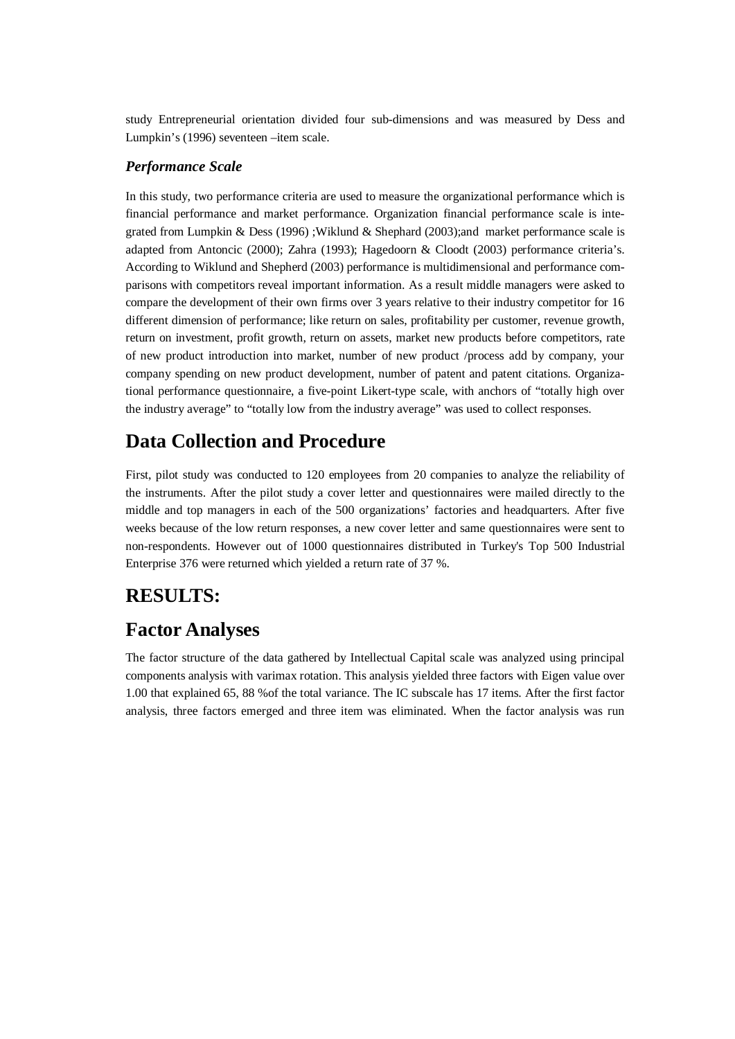study Entrepreneurial orientation divided four sub-dimensions and was measured by Dess and Lumpkin's (1996) seventeen –item scale.

### *Performance Scale*

In this study, two performance criteria are used to measure the organizational performance which is financial performance and market performance. Organization financial performance scale is integrated from Lumpkin & Dess (1996) ;Wiklund & Shephard (2003);and market performance scale is adapted from Antoncic (2000); Zahra (1993); Hagedoorn & Cloodt (2003) performance criteria's. According to Wiklund and Shepherd (2003) performance is multidimensional and performance comparisons with competitors reveal important information. As a result middle managers were asked to compare the development of their own firms over 3 years relative to their industry competitor for 16 different dimension of performance; like return on sales, profitability per customer, revenue growth, return on investment, profit growth, return on assets, market new products before competitors, rate of new product introduction into market, number of new product /process add by company, your company spending on new product development, number of patent and patent citations. Organizational performance questionnaire, a five-point Likert-type scale, with anchors of "totally high over the industry average" to "totally low from the industry average" was used to collect responses.

## Data Collection and Procedure

First, pilot study was conducted to 120 employees from 20 companies to analyze the reliability of the instruments. After the pilot study a cover letter and questionnaires were mailed directly to the middle and top managers in each of the 500 organizations' factories and headquarters. After five weeks because of the low return responses, a new cover letter and same questionnaires were sent to non-respondents. However out of 1000 questionnaires distributed in Turkey's Top 500 Industrial Enterprise 376 were returned which yielded a return rate of 37 %.

## RESULTS:

## Factor Analyses

The factor structure of the data gathered by Intellectual Capital scale was analyzed using principal components analysis with varimax rotation. This analysis yielded three factors with Eigen value over 1.00 that explained 65, 88 %of the total variance. The IC subscale has 17 items. After the first factor analysis, three factors emerged and three item was eliminated. When the factor analysis was run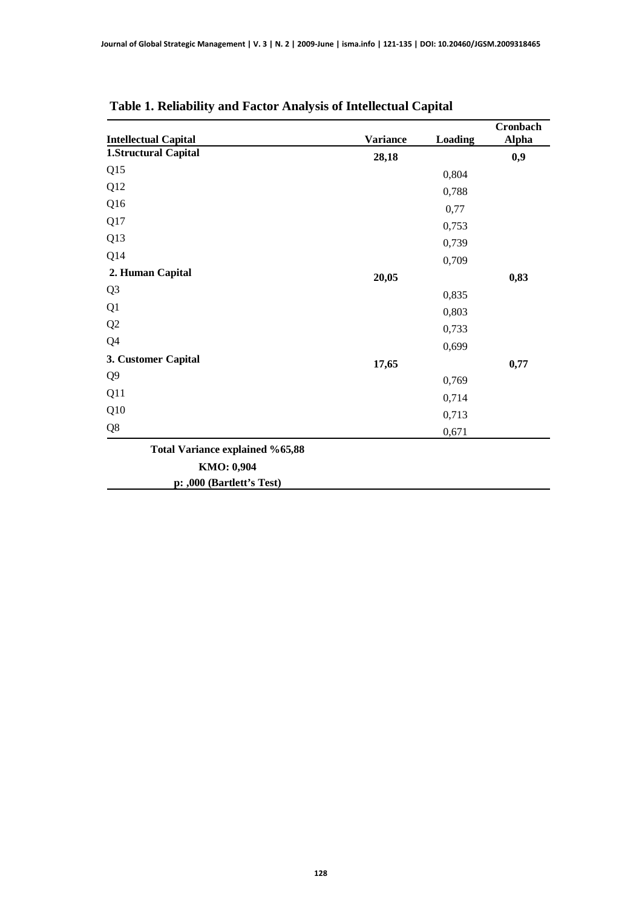**Table 1. Reliability and Factor Analysis of Intellectual Capital**

| Intellectual Capital | Variance | Loading | Cronbach Alpha |
|---|---|---|---|
| **1.Structural Capital** | **28,18** | | **0,9** |
| Q15 | | 0,804 | |
| Q12 | | 0,788 | |
| Q16 | | 0,77 | |
| Q17 | | 0,753 | |
| Q13 | | 0,739 | |
| Q14 | | 0,709 | |
| **2. Human Capital** | **20,05** | | **0,83** |
| Q3 | | 0,835 | |
| Q1 | | 0,803 | |
| Q2 | | 0,733 | |
| Q4 | | 0,699 | |
| **3. Customer Capital** | **17,65** | | **0,77** |
| Q9 | | 0,769 | |
| Q11 | | 0,714 | |
| Q10 | | 0,713 | |
| Q8 | | 0,671 | |

**Total Variance explained %65,88**

**KMO: 0,904**

**p: ,000 (Bartlett's Test)**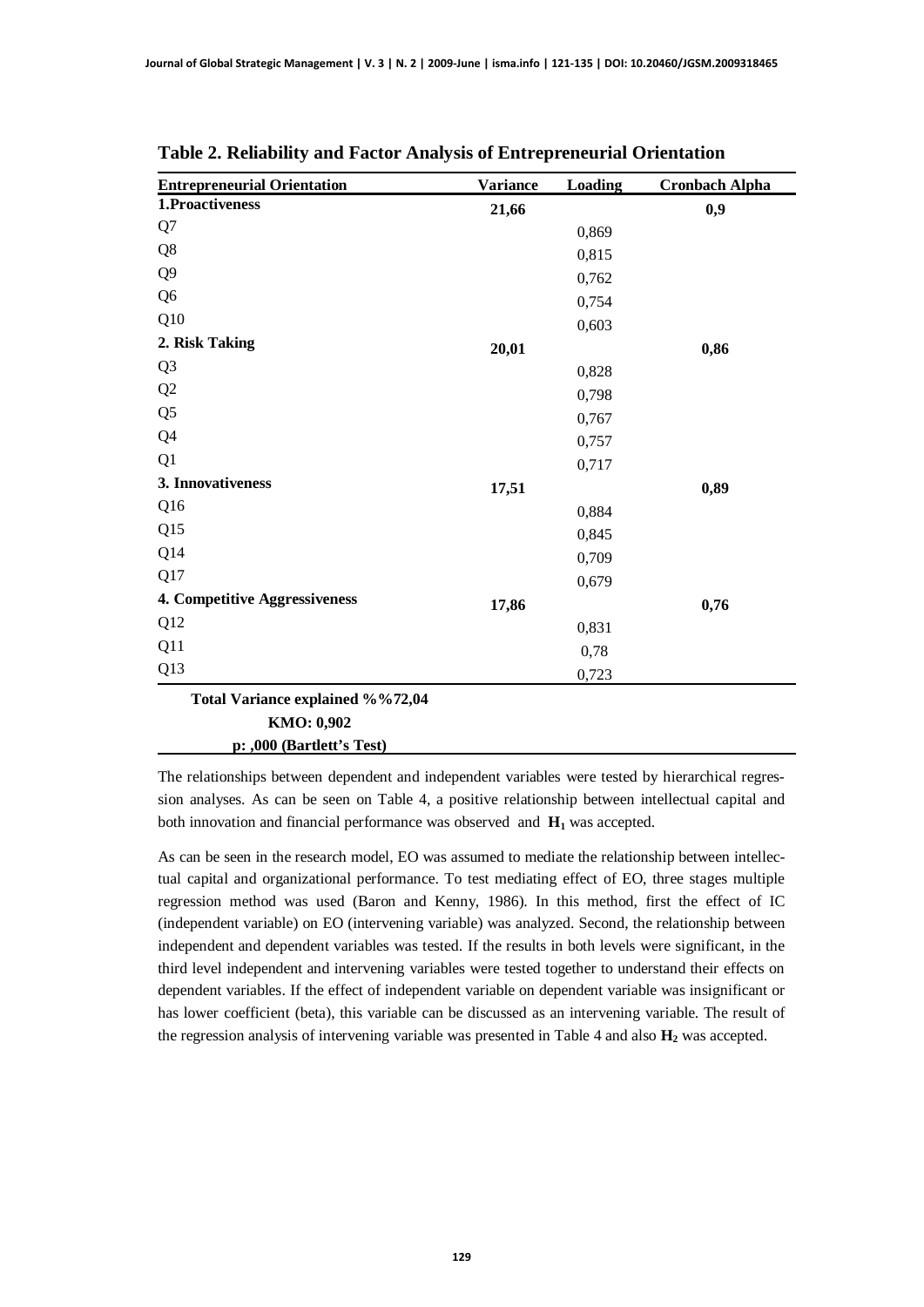**Table 2. Reliability and Factor Analysis of Entrepreneurial Orientation**

| Entrepreneurial Orientation | Variance | Loading | Cronbach Alpha |
|---|---|---|---|
| **1.Proactiveness** | **21,66** | | **0,9** |
| Q7 | | 0,869 | |
| Q8 | | 0,815 | |
| Q9 | | 0,762 | |
| Q6 | | 0,754 | |
| Q10 | | 0,603 | |
| **2. Risk Taking** | **20,01** | | **0,86** |
| Q3 | | 0,828 | |
| Q2 | | 0,798 | |
| Q5 | | 0,767 | |
| Q4 | | 0,757 | |
| Q1 | | 0,717 | |
| **3. Innovativeness** | **17,51** | | **0,89** |
| Q16 | | 0,884 | |
| Q15 | | 0,845 | |
| Q14 | | 0,709 | |
| Q17 | | 0,679 | |
| **4. Competitive Aggressiveness** | **17,86** | | **0,76** |
| Q12 | | 0,831 | |
| Q11 | | 0,78 | |
| Q13 | | 0,723 | |
| **Total Variance explained %%72,04** | | | |
| **KMO: 0,902** | | | |
| **p: ,000 (Bartlett's Test)** | | | |

The relationships between dependent and independent variables were tested by hierarchical regression analyses. As can be seen on Table 4, a positive relationship between intellectual capital and both innovation and financial performance was observed and $\mathbf{H_1}$ was accepted.

As can be seen in the research model, EO was assumed to mediate the relationship between intellectual capital and organizational performance. To test mediating effect of EO, three stages multiple regression method was used (Baron and Kenny, 1986). In this method, first the effect of IC (independent variable) on EO (intervening variable) was analyzed. Second, the relationship between independent and dependent variables was tested. If the results in both levels were significant, in the third level independent and intervening variables were tested together to understand their effects on dependent variables. If the effect of independent variable on dependent variable was insignificant or has lower coefficient (beta), this variable can be discussed as an intervening variable. The result of the regression analysis of intervening variable was presented in Table 4 and also $\mathbf{H_2}$ was accepted.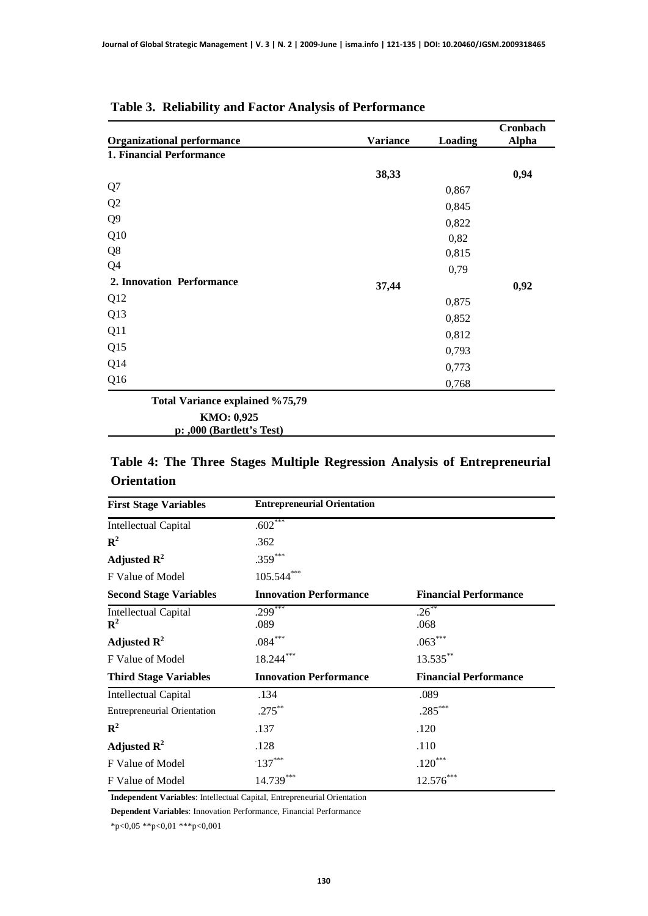**Table 3. Reliability and Factor Analysis of Performance**

| Organizational performance | Variance | Loading | Cronbach Alpha |
|---|---|---|---|
| **1. Financial Performance** | **38,33** | | **0,94** |
| Q7 | | 0,867 | |
| Q2 | | 0,845 | |
| Q9 | | 0,822 | |
| Q10 | | 0,82 | |
| Q8 | | 0,815 | |
| Q4 | | 0,79 | |
| **2. Innovation Performance** | **37,44** | | **0,92** |
| Q12 | | 0,875 | |
| Q13 | | 0,852 | |
| Q11 | | 0,812 | |
| Q15 | | 0,793 | |
| Q14 | | 0,773 | |
| Q16 | | 0,768 | |
| **Total Variance explained %75,79** | | | |
| **KMO: 0,925** | | | |
| **p: ,000 (Bartlett's Test)** | | | |

**Table 4: The Three Stages Multiple Regression Analysis of Entrepreneurial Orientation**

| **First Stage Variables** | **Entrepreneurial Orientation** | |
|---|---|---|
| Intellectual Capital | $.602^{***}$ | |
| $\mathbf{R^2}$ | .362 | |
| **Adjusted $\mathbf{R^2}$** | $.359^{***}$ | |
| F Value of Model | $105.544^{***}$ | |
| **Second Stage Variables** | **Innovation Performance** | **Financial Performance** |
| Intellectual Capital | $.299^{***}$ | $.26^{**}$ |
| $\mathbf{R^2}$ | .089 | .068 |
| **Adjusted $\mathbf{R^2}$** | $.084^{***}$ | $.063^{***}$ |
| F Value of Model | $18.244^{***}$ | $13.535^{**}$ |
| **Third Stage Variables** | **Innovation Performance** | **Financial Performance** |
| Intellectual Capital | .134 | .089 |
| Entrepreneurial Orientation | $.275^{**}$ | $.285^{***}$ |
| $\mathbf{R^2}$ | .137 | .120 |
| **Adjusted $\mathbf{R^2}$** | .128 | .110 |
| F Value of Model | $.137^{***}$ | $.120^{***}$ |
| F Value of Model | $14.739^{***}$ | $12.576^{***}$ |

**Independent Variables**: Intellectual Capital, Entrepreneurial Orientation

**Dependent Variables**: Innovation Performance, Financial Performance

$^*p<0,05$ $^{**}p<0,01$ $^{***}p<0,001$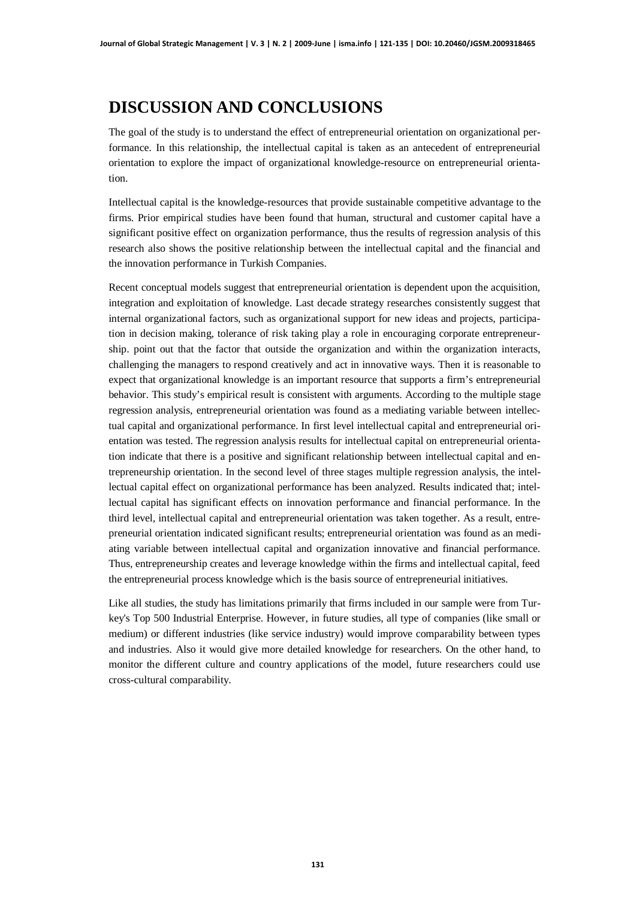# DISCUSSION AND CONCLUSIONS

The goal of the study is to understand the effect of entrepreneurial orientation on organizational performance. In this relationship, the intellectual capital is taken as an antecedent of entrepreneurial orientation to explore the impact of organizational knowledge-resource on entrepreneurial orientation.

Intellectual capital is the knowledge-resources that provide sustainable competitive advantage to the firms. Prior empirical studies have been found that human, structural and customer capital have a significant positive effect on organization performance, thus the results of regression analysis of this research also shows the positive relationship between the intellectual capital and the financial and the innovation performance in Turkish Companies.

Recent conceptual models suggest that entrepreneurial orientation is dependent upon the acquisition, integration and exploitation of knowledge. Last decade strategy researches consistently suggest that internal organizational factors, such as organizational support for new ideas and projects, participation in decision making, tolerance of risk taking play a role in encouraging corporate entrepreneurship. point out that the factor that outside the organization and within the organization interacts, challenging the managers to respond creatively and act in innovative ways. Then it is reasonable to expect that organizational knowledge is an important resource that supports a firm's entrepreneurial behavior. This study's empirical result is consistent with arguments. According to the multiple stage regression analysis, entrepreneurial orientation was found as a mediating variable between intellectual capital and organizational performance. In first level intellectual capital and entrepreneurial orientation was tested. The regression analysis results for intellectual capital on entrepreneurial orientation indicate that there is a positive and significant relationship between intellectual capital and entrepreneurship orientation. In the second level of three stages multiple regression analysis, the intellectual capital effect on organizational performance has been analyzed. Results indicated that; intellectual capital has significant effects on innovation performance and financial performance. In the third level, intellectual capital and entrepreneurial orientation was taken together. As a result, entrepreneurial orientation indicated significant results; entrepreneurial orientation was found as an mediating variable between intellectual capital and organization innovative and financial performance. Thus, entrepreneurship creates and leverage knowledge within the firms and intellectual capital, feed the entrepreneurial process knowledge which is the basis source of entrepreneurial initiatives.

Like all studies, the study has limitations primarily that firms included in our sample were from Turkey's Top 500 Industrial Enterprise. However, in future studies, all type of companies (like small or medium) or different industries (like service industry) would improve comparability between types and industries. Also it would give more detailed knowledge for researchers. On the other hand, to monitor the different culture and country applications of the model, future researchers could use cross-cultural comparability.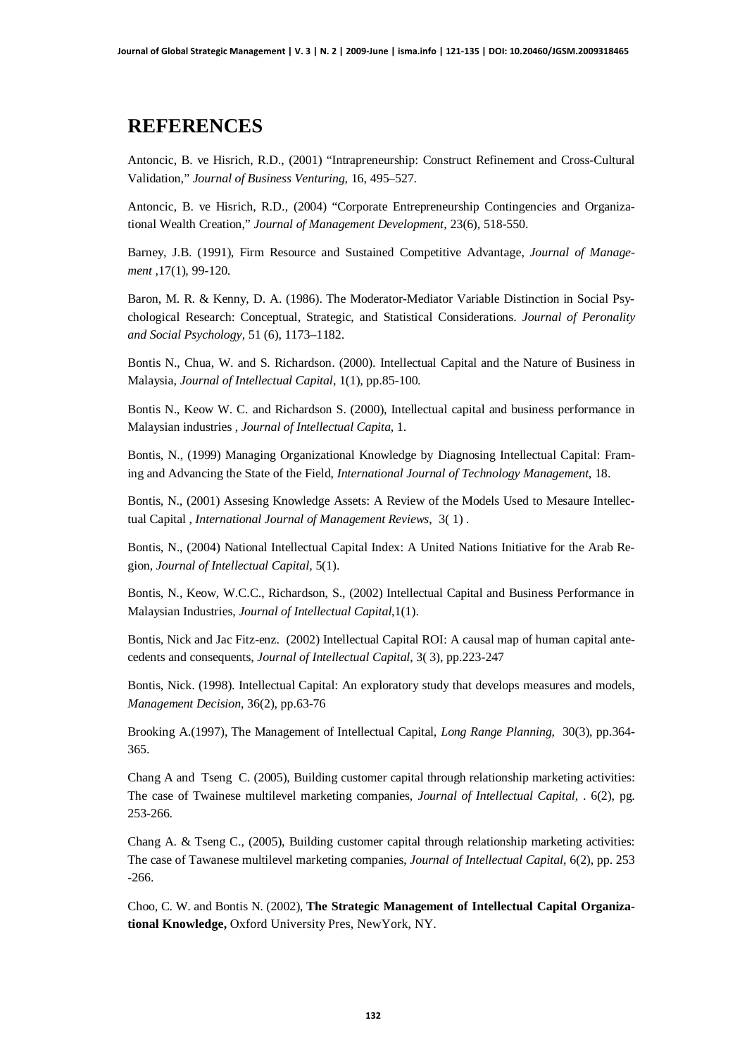# REFERENCES

Antoncic, B. ve Hisrich, R.D., (2001) "Intrapreneurship: Construct Refinement and Cross-Cultural Validation," *Journal of Business Venturing,* 16, 495–527.

Antoncic, B. ve Hisrich, R.D., (2004) "Corporate Entrepreneurship Contingencies and Organizational Wealth Creation," *Journal of Management Development*, 23(6), 518-550.

Barney, J.B. (1991), Firm Resource and Sustained Competitive Advantage, *Journal of Management* ,17(1), 99-120.

Baron, M. R. & Kenny, D. A. (1986). The Moderator-Mediator Variable Distinction in Social Psychological Research: Conceptual, Strategic, and Statistical Considerations. *Journal of Peronality and Social Psychology*, 51 (6), 1173–1182.

Bontis N., Chua, W. and S. Richardson. (2000). Intellectual Capital and the Nature of Business in Malaysia, *Journal of Intellectual Capital*, 1(1), pp.85-100.

Bontis N., Keow W. C. and Richardson S. (2000), Intellectual capital and business performance in Malaysian industries , *Journal of Intellectual Capita,* 1.

Bontis, N., (1999) Managing Organizational Knowledge by Diagnosing Intellectual Capital: Framing and Advancing the State of the Field, *International Journal of Technology Management*, 18.

Bontis, N., (2001) Assesing Knowledge Assets: A Review of the Models Used to Mesaure Intellectual Capital , *International Journal of Management Reviews*, 3( 1) .

Bontis, N., (2004) National Intellectual Capital Index: A United Nations Initiative for the Arab Region, *Journal of Intellectual Capital,* 5(1).

Bontis, N., Keow, W.C.C., Richardson, S., (2002) Intellectual Capital and Business Performance in Malaysian Industries, *Journal of Intellectual Capital*,1(1).

Bontis, Nick and Jac Fitz-enz. (2002) Intellectual Capital ROI: A causal map of human capital antecedents and consequents, *Journal of Intellectual Capital*, 3( 3), pp.223-247

Bontis, Nick. (1998). Intellectual Capital: An exploratory study that develops measures and models, *Management Decision*, 36(2), pp.63-76

Brooking A.(1997), The Management of Intellectual Capital, *Long Range Planning*, 30(3), pp.364-365.

Chang A and Tseng C. (2005), Building customer capital through relationship marketing activities: The case of Twainese multilevel marketing companies, *Journal of Intellectual Capital*, . 6(2), pg. 253-266.

Chang A. & Tseng C., (2005), Building customer capital through relationship marketing activities: The case of Tawanese multilevel marketing companies, *Journal of Intellectual Capital*, 6(2), pp. 253 -266.

Choo, C. W. and Bontis N. (2002), **The Strategic Management of Intellectual Capital Organizational Knowledge,** Oxford University Pres, NewYork, NY.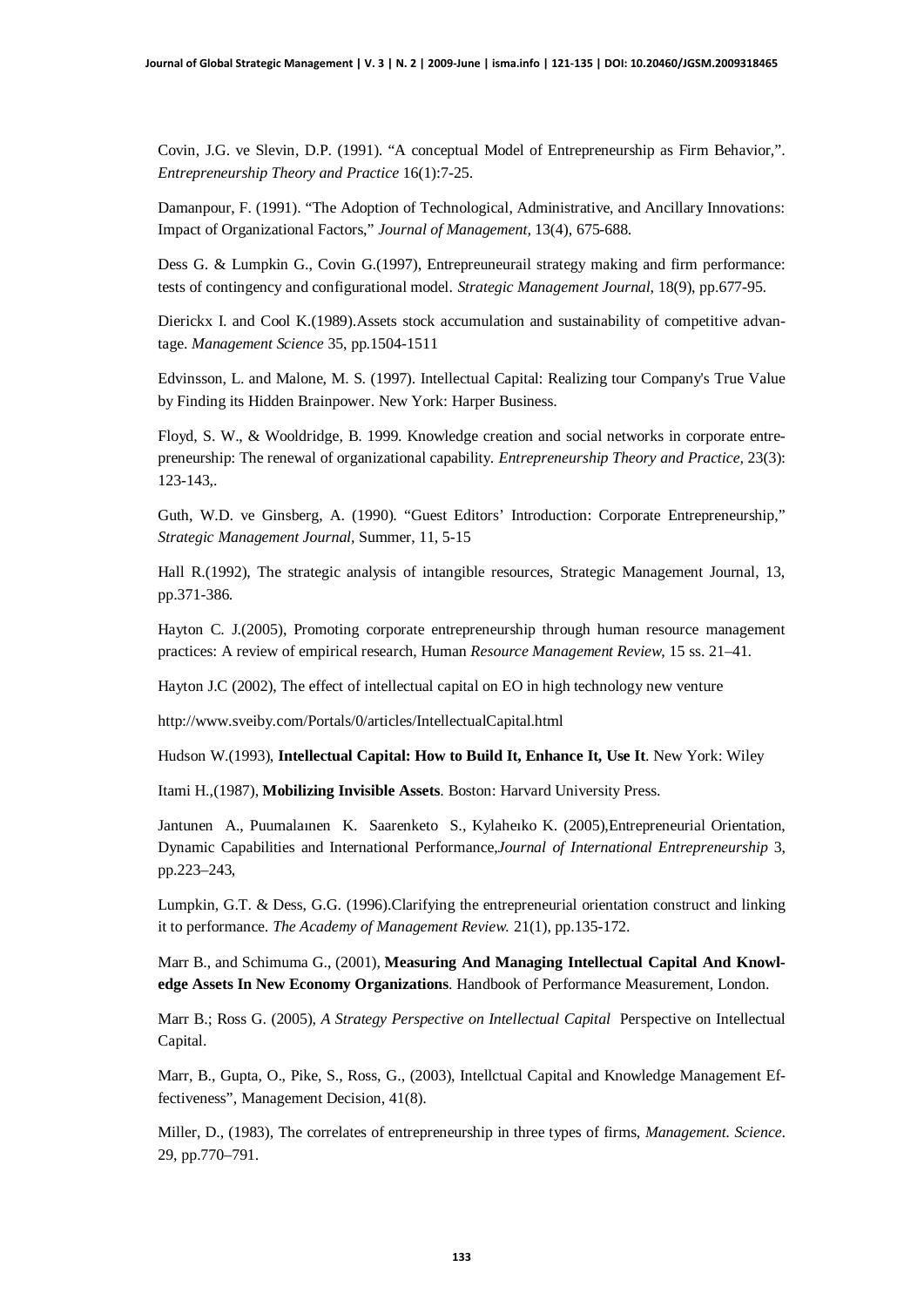Covin, J.G. ve Slevin, D.P. (1991). “A conceptual Model of Entrepreneurship as Firm Behavior,”. *Entrepreneurship Theory and Practice* 16(1):7-25.

Damanpour, F. (1991). “The Adoption of Technological, Administrative, and Ancillary Innovations: Impact of Organizational Factors,” *Journal of Management*, 13(4), 675-688.

Dess G. & Lumpkin G., Covin G.(1997), Entrepreuneurail strategy making and firm performance: tests of contingency and configurational model. *Strategic Management Journal*, 18(9), pp.677-95.

Dierickx I. and Cool K.(1989).Assets stock accumulation and sustainability of competitive advantage. *Management Science* 35, pp.1504-1511

Edvinsson, L. and Malone, M. S. (1997). Intellectual Capital: Realizing tour Company's True Value by Finding its Hidden Brainpower. New York: Harper Business.

Floyd, S. W., & Wooldridge, B. 1999. Knowledge creation and social networks in corporate entrepreneurship: The renewal of organizational capability. *Entrepreneurship Theory and Practice*, 23(3): 123-143,.

Guth, W.D. ve Ginsberg, A. (1990). “Guest Editors’ Introduction: Corporate Entrepreneurship,” *Strategic Management Journal*, Summer, 11, 5-15

Hall R.(1992), The strategic analysis of intangible resources, Strategic Management Journal, 13, pp.371-386.

Hayton C. J.(2005), Promoting corporate entrepreneurship through human resource management practices: A review of empirical research, Human *Resource Management Review*, 15 ss. 21–41.

Hayton J.C (2002), The effect of intellectual capital on EO in high technology new venture

http://www.sveiby.com/Portals/0/articles/IntellectualCapital.html

Hudson W.(1993), **Intellectual Capital: How to Build It, Enhance It, Use It**. New York: Wiley

Itami H.,(1987), **Mobilizing Invisible Assets**. Boston: Harvard University Press.

Jantunen A., Puumalaınen K. Saarenketo S., Kylaheıko K. (2005),Entrepreneurial Orientation, Dynamic Capabilities and International Performance,*Journal of International Entrepreneurship* 3, pp.223–243,

Lumpkin, G.T. & Dess, G.G. (1996).Clarifying the entrepreneurial orientation construct and linking it to performance. *The Academy of Management Review*. 21(1), pp.135-172.

Marr B., and Schimuma G., (2001), **Measuring And Managing Intellectual Capital And Knowledge Assets In New Economy Organizations**. Handbook of Performance Measurement, London.

Marr B.; Ross G. (2005), *A Strategy Perspective on Intellectual Capital* Perspective on Intellectual Capital.

Marr, B., Gupta, O., Pike, S., Ross, G., (2003), Intellctual Capital and Knowledge Management Effectiveness”, Management Decision, 41(8).

Miller, D., (1983), The correlates of entrepreneurship in three types of firms, *Management. Science*. 29, pp.770–791.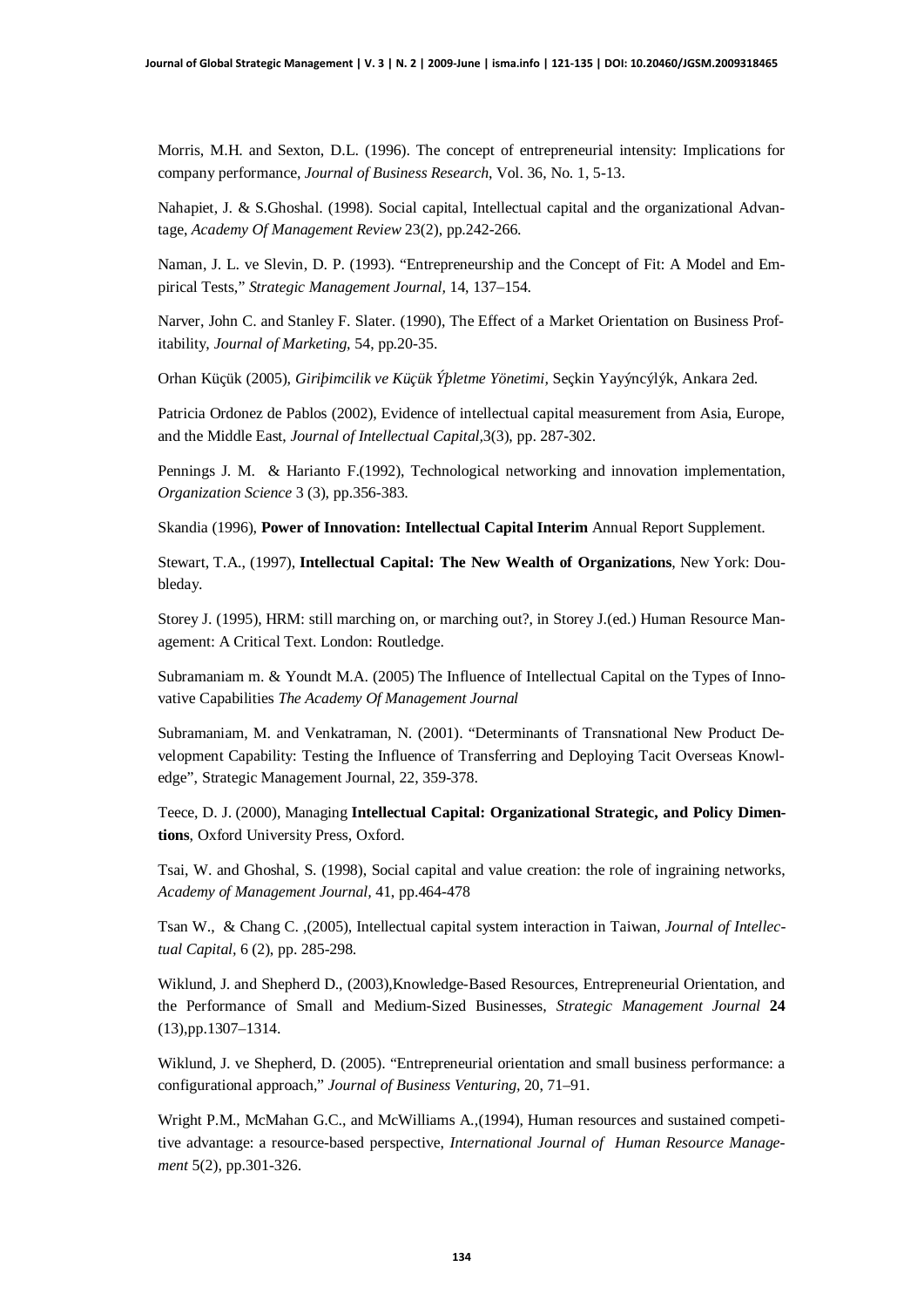Morris, M.H. and Sexton, D.L. (1996). The concept of entrepreneurial intensity: Implications for company performance, *Journal of Business Research*, Vol. 36, No. 1, 5-13.

Nahapiet, J. & S.Ghoshal. (1998). Social capital, Intellectual capital and the organizational Advantage, *Academy Of Management Review* 23(2), pp.242-266.

Naman, J. L. ve Slevin, D. P. (1993). "Entrepreneurship and the Concept of Fit: A Model and Empirical Tests," *Strategic Management Journal*, 14, 137–154.

Narver, John C. and Stanley F. Slater. (1990), The Effect of a Market Orientation on Business Profitability, *Journal of Marketing,* 54, pp.20-35.

Orhan Küçük (2005), *Giriþimcilik ve Küçük Ýþletme Yönetimi,* Seçkin Yayýncýlýk, Ankara 2ed.

Patricia Ordonez de Pablos (2002), Evidence of intellectual capital measurement from Asia, Europe, and the Middle East, *Journal of Intellectual Capital,*3(3), pp. 287-302.

Pennings J. M. & Harianto F.(1992), Technological networking and innovation implementation, *Organization Science* 3 (3), pp.356-383.

Skandia (1996), **Power of Innovation: Intellectual Capital Interim** Annual Report Supplement.

Stewart, T.A., (1997), **Intellectual Capital: The New Wealth of Organizations**, New York: Doubleday.

Storey J. (1995), HRM: still marching on, or marching out?, in Storey J.(ed.) Human Resource Management: A Critical Text. London: Routledge.

Subramaniam m. & Youndt M.A. (2005) The Influence of Intellectual Capital on the Types of Innovative Capabilities *The Academy Of Management Journal*

Subramaniam, M. and Venkatraman, N. (2001). "Determinants of Transnational New Product Development Capability: Testing the Influence of Transferring and Deploying Tacit Overseas Knowledge", Strategic Management Journal, 22, 359-378.

Teece, D. J. (2000), Managing **Intellectual Capital: Organizational Strategic, and Policy Dimentions**, Oxford University Press, Oxford.

Tsai, W. and Ghoshal, S. (1998), Social capital and value creation: the role of ingraining networks, *Academy of Management Journal,* 41, pp.464-478

Tsan W., & Chang C. ,(2005), Intellectual capital system interaction in Taiwan, *Journal of Intellectual Capital,* 6 (2), pp. 285-298.

Wiklund, J. and Shepherd D., (2003),Knowledge-Based Resources, Entrepreneurial Orientation, and the Performance of Small and Medium-Sized Businesses, *Strategic Management Journal* **24** (13),pp.1307–1314.

Wiklund, J. ve Shepherd, D. (2005). "Entrepreneurial orientation and small business performance: a configurational approach," *Journal of Business Venturing*, 20, 71–91.

Wright P.M., McMahan G.C., and McWilliams A.,(1994), Human resources and sustained competitive advantage: a resource-based perspective, *International Journal of Human Resource Management* 5(2), pp.301-326.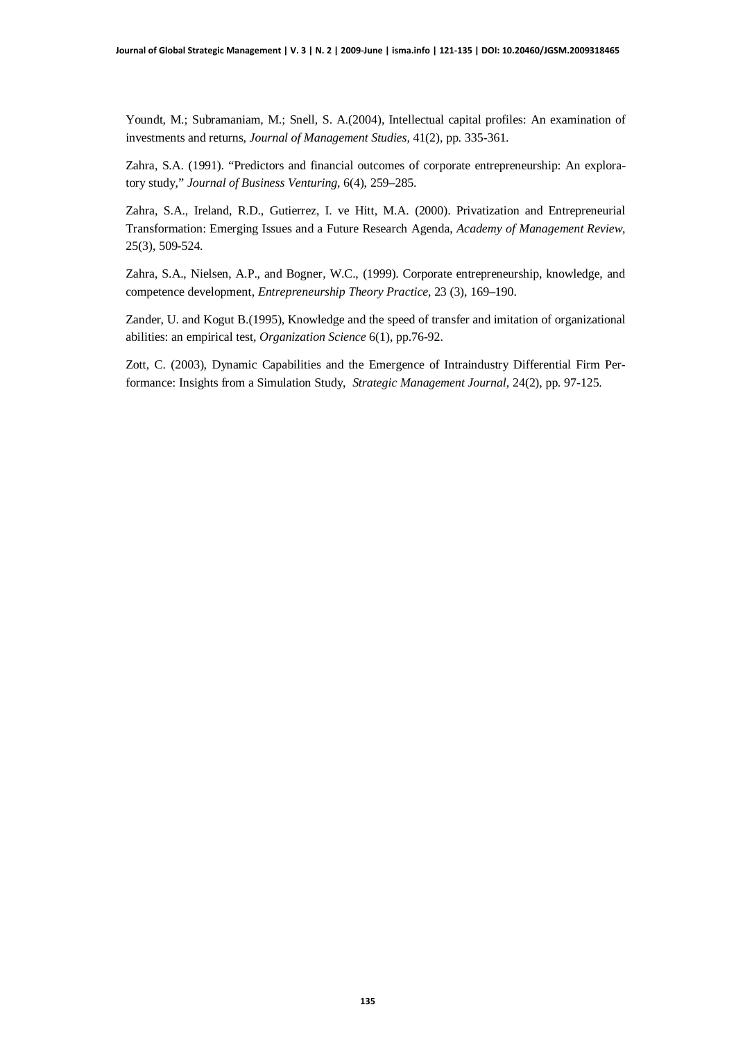Youndt, M.; Subramaniam, M.; Snell, S. A.(2004), Intellectual capital profiles: An examination of investments and returns, *Journal of Management Studies*, 41(2), pp. 335-361.

Zahra, S.A. (1991). "Predictors and financial outcomes of corporate entrepreneurship: An exploratory study," *Journal of Business Venturing*, 6(4), 259–285.

Zahra, S.A., Ireland, R.D., Gutierrez, I. ve Hitt, M.A. (2000). Privatization and Entrepreneurial Transformation: Emerging Issues and a Future Research Agenda, *Academy of Management Review*, 25(3), 509-524.

Zahra, S.A., Nielsen, A.P., and Bogner, W.C., (1999). Corporate entrepreneurship, knowledge, and competence development, *Entrepreneurship Theory Practice*, 23 (3), 169–190.

Zander, U. and Kogut B.(1995), Knowledge and the speed of transfer and imitation of organizational abilities: an empirical test, *Organization Science* 6(1), pp.76-92.

Zott, C. (2003), Dynamic Capabilities and the Emergence of Intraindustry Differential Firm Performance: Insights from a Simulation Study, *Strategic Management Journal*, 24(2), pp. 97-125.